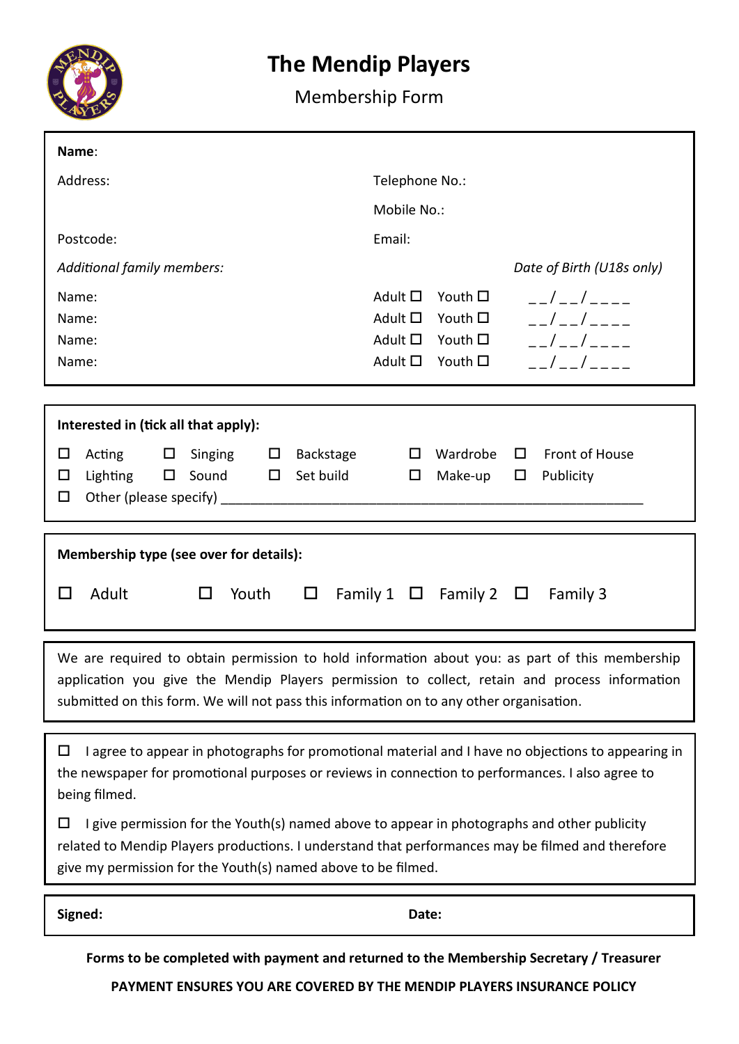# The Mendip Players

## Membership Form

**Name**:

Address: Telephone No.:

Mobile No.:

Postcode: Email:

*Additional family members:* *Date of Birth (U18s only)*

| Name | Type | Date of Birth |
|---|---|---|
| Name: | Adult ☐ Youth ☐ | __/__/____ |
| Name: | Adult ☐ Youth ☐ | __/__/____ |
| Name: | Adult ☐ Youth ☐ | __/__/____ |
| Name: | Adult ☐ Youth ☐ | __/__/____ |

**Interested in (tick all that apply):**

☐ Acting ☐ Singing ☐ Backstage ☐ Wardrobe ☐ Front of House

☐ Lighting ☐ Sound ☐ Set build ☐ Make-up ☐ Publicity

☐ Other (please specify) ____________________________________________________________

**Membership type (see over for details):**

☐ Adult ☐ Youth ☐ Family 1 ☐ Family 2 ☐ Family 3

We are required to obtain permission to hold information about you: as part of this membership application you give the Mendip Players permission to collect, retain and process information submitted on this form. We will not pass this information on to any other organisation.

☐ I agree to appear in photographs for promotional material and I have no objections to appearing in the newspaper for promotional purposes or reviews in connection to performances. I also agree to being filmed.

☐ I give permission for the Youth(s) named above to appear in photographs and other publicity related to Mendip Players productions. I understand that performances may be filmed and therefore give my permission for the Youth(s) named above to be filmed.

**Signed:** **Date:**

**Forms to be completed with payment and returned to the Membership Secretary / Treasurer**

**PAYMENT ENSURES YOU ARE COVERED BY THE MENDIP PLAYERS INSURANCE POLICY**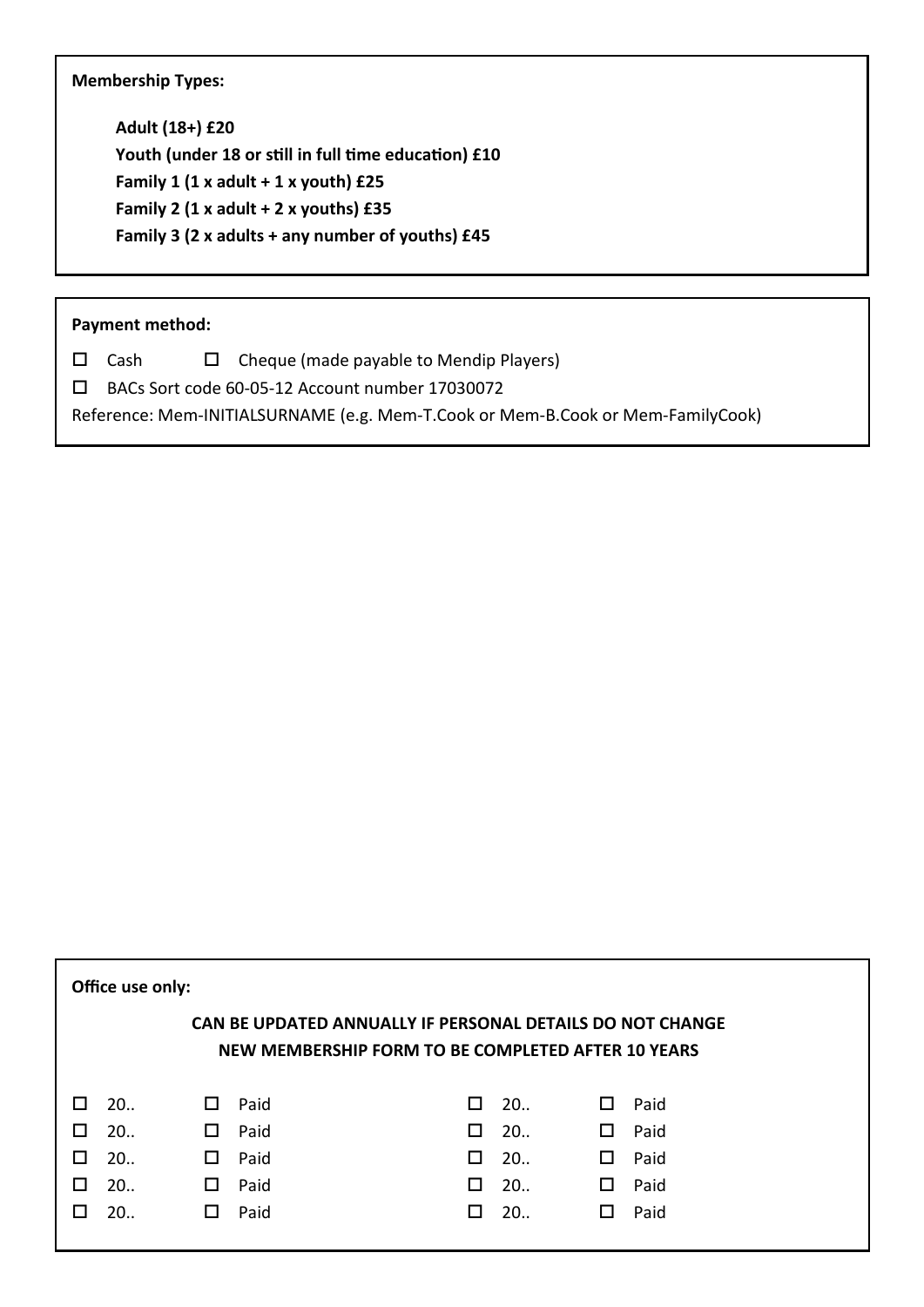**Membership Types:**

**Adult (18+) £20**
**Youth (under 18 or still in full time education) £10**
**Family 1 (1 x adult + 1 x youth) £25**
**Family 2 (1 x adult + 2 x youths) £35**
**Family 3 (2 x adults + any number of youths) £45**

**Payment method:**

☐ Cash ☐ Cheque (made payable to Mendip Players)

☐ BACs Sort code 60-05-12 Account number 17030072

Reference: Mem-INITIALSURNAME (e.g. Mem-T.Cook or Mem-B.Cook or Mem-FamilyCook)

**Office use only:**

**CAN BE UPDATED ANNUALLY IF PERSONAL DETAILS DO NOT CHANGE**
**NEW MEMBERSHIP FORM TO BE COMPLETED AFTER 10 YEARS**

| | | | |
|---|---|---|---|
| ☐ 20.. | ☐ Paid | ☐ 20.. | ☐ Paid |
| ☐ 20.. | ☐ Paid | ☐ 20.. | ☐ Paid |
| ☐ 20.. | ☐ Paid | ☐ 20.. | ☐ Paid |
| ☐ 20.. | ☐ Paid | ☐ 20.. | ☐ Paid |
| ☐ 20.. | ☐ Paid | ☐ 20.. | ☐ Paid |